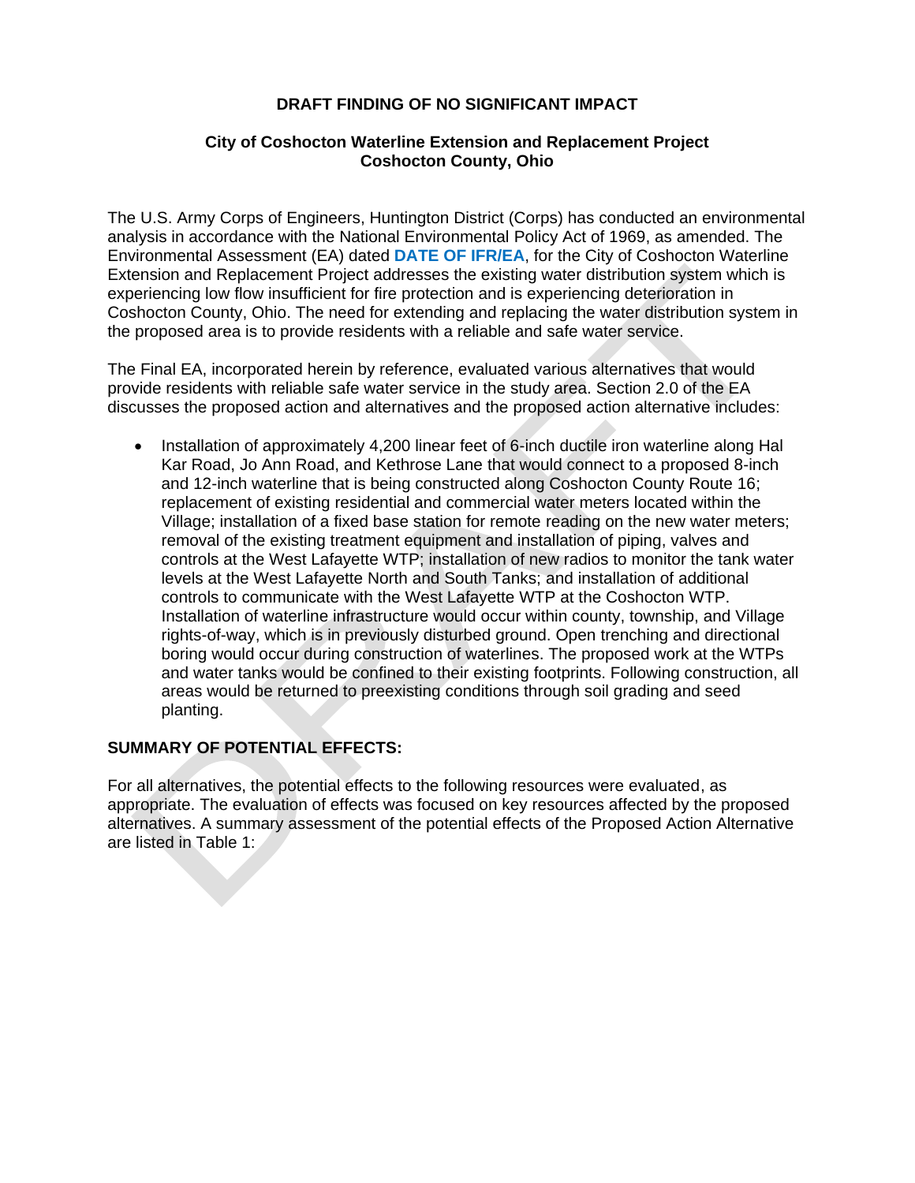# DRAFT FINDING OF NO SIGNIFICANT IMPACT

## City of Coshocton Waterline Extension and Replacement Project
## Coshocton County, Ohio

The U.S. Army Corps of Engineers, Huntington District (Corps) has conducted an environmental analysis in accordance with the National Environmental Policy Act of 1969, as amended. The Environmental Assessment (EA) dated **DATE OF IFR/EA**, for the City of Coshocton Waterline Extension and Replacement Project addresses the existing water distribution system which is experiencing low flow insufficient for fire protection and is experiencing deterioration in Coshocton County, Ohio. The need for extending and replacing the water distribution system in the proposed area is to provide residents with a reliable and safe water service.

The Final EA, incorporated herein by reference, evaluated various alternatives that would provide residents with reliable safe water service in the study area. Section 2.0 of the EA discusses the proposed action and alternatives and the proposed action alternative includes:

- Installation of approximately 4,200 linear feet of 6-inch ductile iron waterline along Hal Kar Road, Jo Ann Road, and Kethrose Lane that would connect to a proposed 8-inch and 12-inch waterline that is being constructed along Coshocton County Route 16; replacement of existing residential and commercial water meters located within the Village; installation of a fixed base station for remote reading on the new water meters; removal of the existing treatment equipment and installation of piping, valves and controls at the West Lafayette WTP; installation of new radios to monitor the tank water levels at the West Lafayette North and South Tanks; and installation of additional controls to communicate with the West Lafayette WTP at the Coshocton WTP. Installation of waterline infrastructure would occur within county, township, and Village rights-of-way, which is in previously disturbed ground. Open trenching and directional boring would occur during construction of waterlines. The proposed work at the WTPs and water tanks would be confined to their existing footprints. Following construction, all areas would be returned to preexisting conditions through soil grading and seed planting.

**SUMMARY OF POTENTIAL EFFECTS:**

For all alternatives, the potential effects to the following resources were evaluated, as appropriate. The evaluation of effects was focused on key resources affected by the proposed alternatives. A summary assessment of the potential effects of the Proposed Action Alternative are listed in Table 1: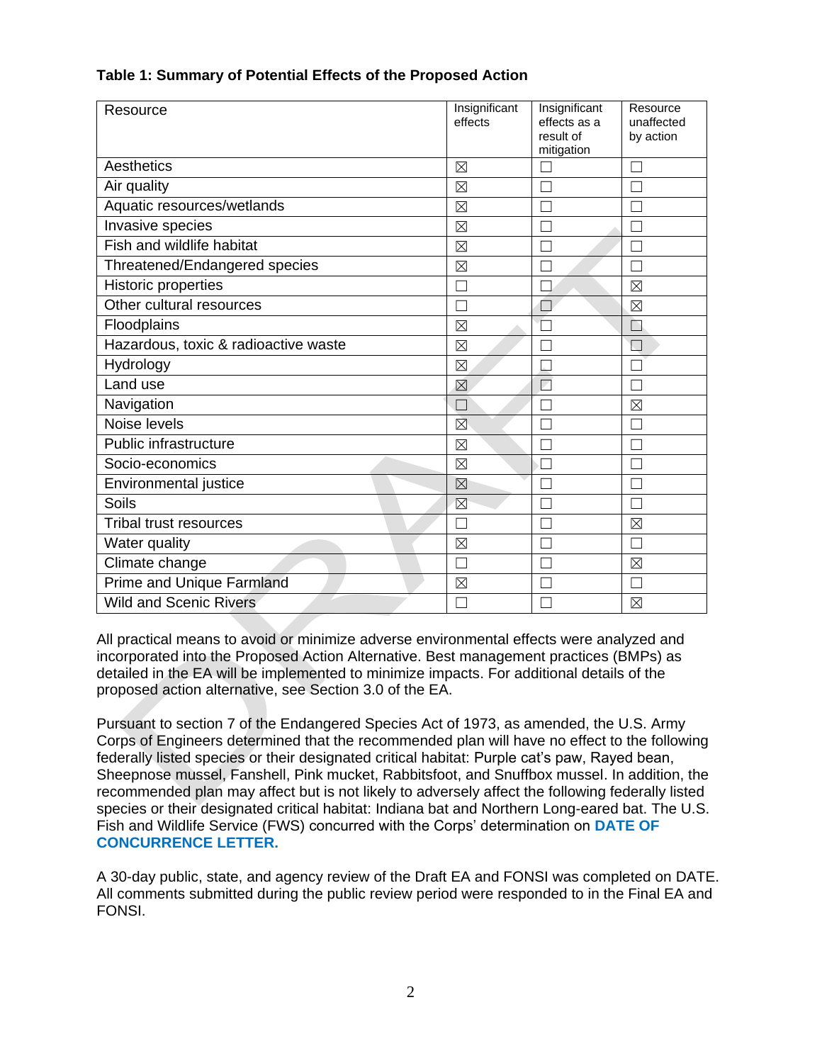**Table 1: Summary of Potential Effects of the Proposed Action**

| Resource | Insignificant effects | Insignificant effects as a result of mitigation | Resource unaffected by action |
|---|---|---|---|
| Aesthetics | ☒ | ☐ | ☐ |
| Air quality | ☒ | ☐ | ☐ |
| Aquatic resources/wetlands | ☒ | ☐ | ☐ |
| Invasive species | ☒ | ☐ | ☐ |
| Fish and wildlife habitat | ☒ | ☐ | ☐ |
| Threatened/Endangered species | ☒ | ☐ | ☐ |
| Historic properties | ☐ | ☐ | ☒ |
| Other cultural resources | ☐ | ☐ | ☒ |
| Floodplains | ☒ | ☐ | ☐ |
| Hazardous, toxic & radioactive waste | ☒ | ☐ | ☐ |
| Hydrology | ☒ | ☐ | ☐ |
| Land use | ☒ | ☐ | ☐ |
| Navigation | ☐ | ☐ | ☒ |
| Noise levels | ☒ | ☐ | ☐ |
| Public infrastructure | ☒ | ☐ | ☐ |
| Socio-economics | ☒ | ☐ | ☐ |
| Environmental justice | ☒ | ☐ | ☐ |
| Soils | ☒ | ☐ | ☐ |
| Tribal trust resources | ☐ | ☐ | ☒ |
| Water quality | ☒ | ☐ | ☐ |
| Climate change | ☐ | ☐ | ☒ |
| Prime and Unique Farmland | ☒ | ☐ | ☐ |
| Wild and Scenic Rivers | ☐ | ☐ | ☒ |

All practical means to avoid or minimize adverse environmental effects were analyzed and incorporated into the Proposed Action Alternative. Best management practices (BMPs) as detailed in the EA will be implemented to minimize impacts. For additional details of the proposed action alternative, see Section 3.0 of the EA.

Pursuant to section 7 of the Endangered Species Act of 1973, as amended, the U.S. Army Corps of Engineers determined that the recommended plan will have no effect to the following federally listed species or their designated critical habitat: Purple cat's paw, Rayed bean, Sheepnose mussel, Fanshell, Pink mucket, Rabbitsfoot, and Snuffbox mussel. In addition, the recommended plan may affect but is not likely to adversely affect the following federally listed species or their designated critical habitat: Indiana bat and Northern Long-eared bat. The U.S. Fish and Wildlife Service (FWS) concurred with the Corps' determination on **DATE OF CONCURRENCE LETTER.**

A 30-day public, state, and agency review of the Draft EA and FONSI was completed on DATE. All comments submitted during the public review period were responded to in the Final EA and FONSI.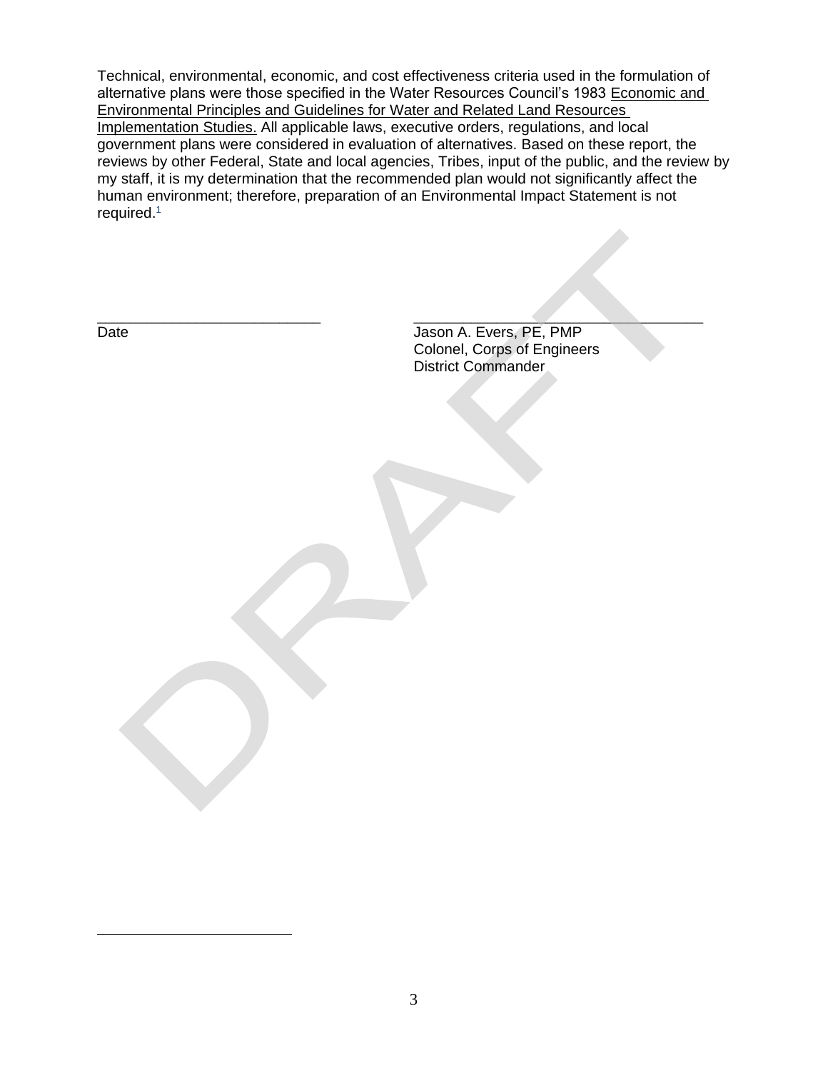Technical, environmental, economic, and cost effectiveness criteria used in the formulation of alternative plans were those specified in the Water Resources Council's 1983 Economic and Environmental Principles and Guidelines for Water and Related Land Resources Implementation Studies. All applicable laws, executive orders, regulations, and local government plans were considered in evaluation of alternatives. Based on these report, the reviews by other Federal, State and local agencies, Tribes, input of the public, and the review by my staff, it is my determination that the recommended plan would not significantly affect the human environment; therefore, preparation of an Environmental Impact Statement is not required.[1]

| | |
|---|---|
| ___________________________ | ___________________________________ |
| Date | Jason A. Evers, PE, PMP<br>Colonel, Corps of Engineers<br>District Commander |

DRAFT